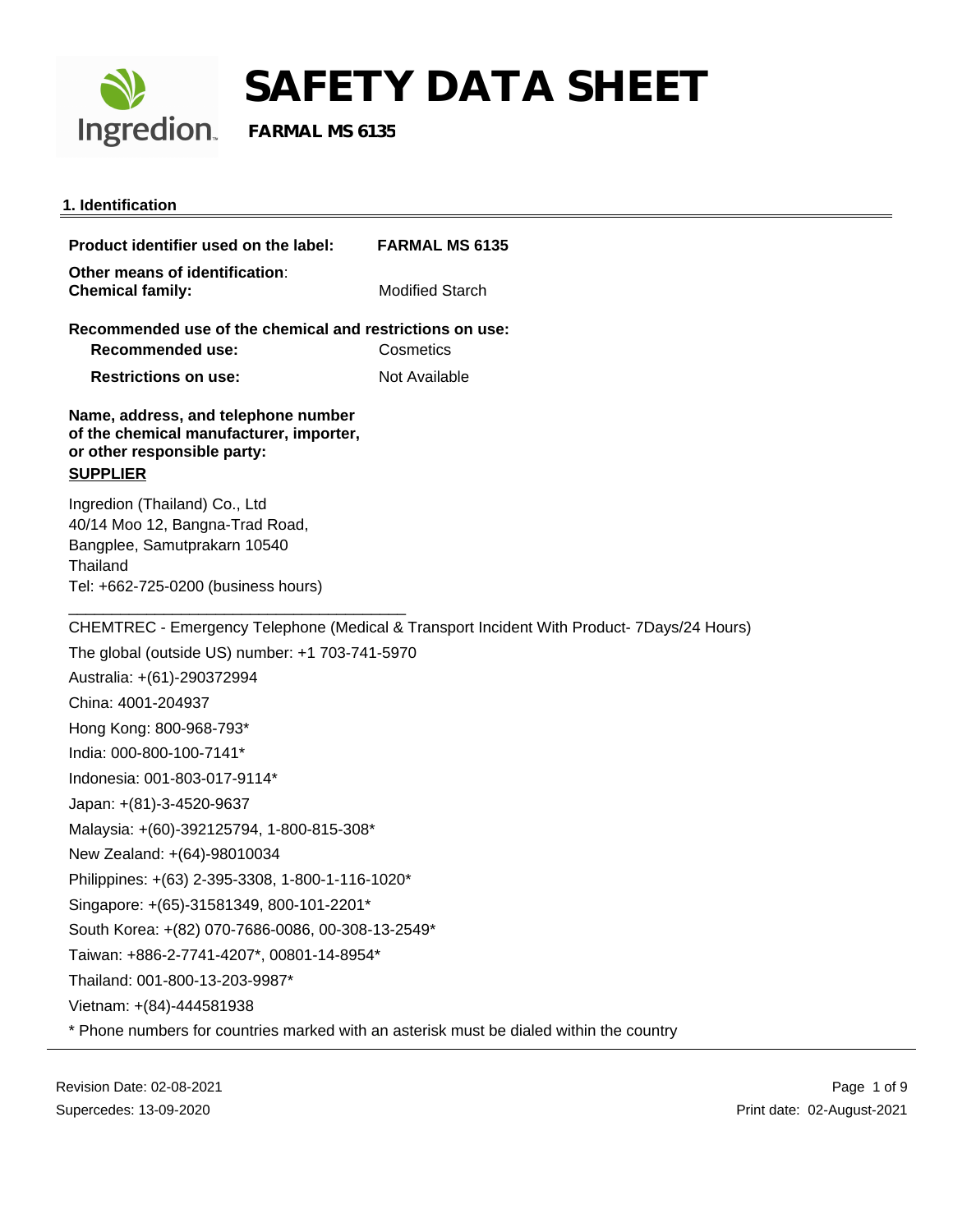# SAFETY DATA SHEET

**FARMAL MS 6135**

## 1. Identification

**Product identifier used on the label:** **FARMAL MS 6135**

**Other means of identification**:
**Chemical family:** Modified Starch

**Recommended use of the chemical and restrictions on use:**

**Recommended use:** Cosmetics

**Restrictions on use:** Not Available

**Name, address, and telephone number of the chemical manufacturer, importer, or other responsible party:**

**SUPPLIER**

Ingredion (Thailand) Co., Ltd
40/14 Moo 12, Bangna-Trad Road,
Bangplee, Samutprakarn 10540
Thailand
Tel: +662-725-0200 (business hours)

CHEMTREC - Emergency Telephone (Medical & Transport Incident With Product- 7Days/24 Hours)

The global (outside US) number: +1 703-741-5970

Australia: +(61)-290372994

China: 4001-204937

Hong Kong: 800-968-793*

India: 000-800-100-7141*

Indonesia: 001-803-017-9114*

Japan: +(81)-3-4520-9637

Malaysia: +(60)-392125794, 1-800-815-308*

New Zealand: +(64)-98010034

Philippines: +(63) 2-395-3308, 1-800-1-116-1020*

Singapore: +(65)-31581349, 800-101-2201*

South Korea: +(82) 070-7686-0086, 00-308-13-2549*

Taiwan: +886-2-7741-4207*, 00801-14-8954*

Thailand: 001-800-13-203-9987*

Vietnam: +(84)-444581938

* Phone numbers for countries marked with an asterisk must be dialed within the country

Revision Date: 02-08-2021
Supercedes: 13-09-2020

Print date: 02-August-2021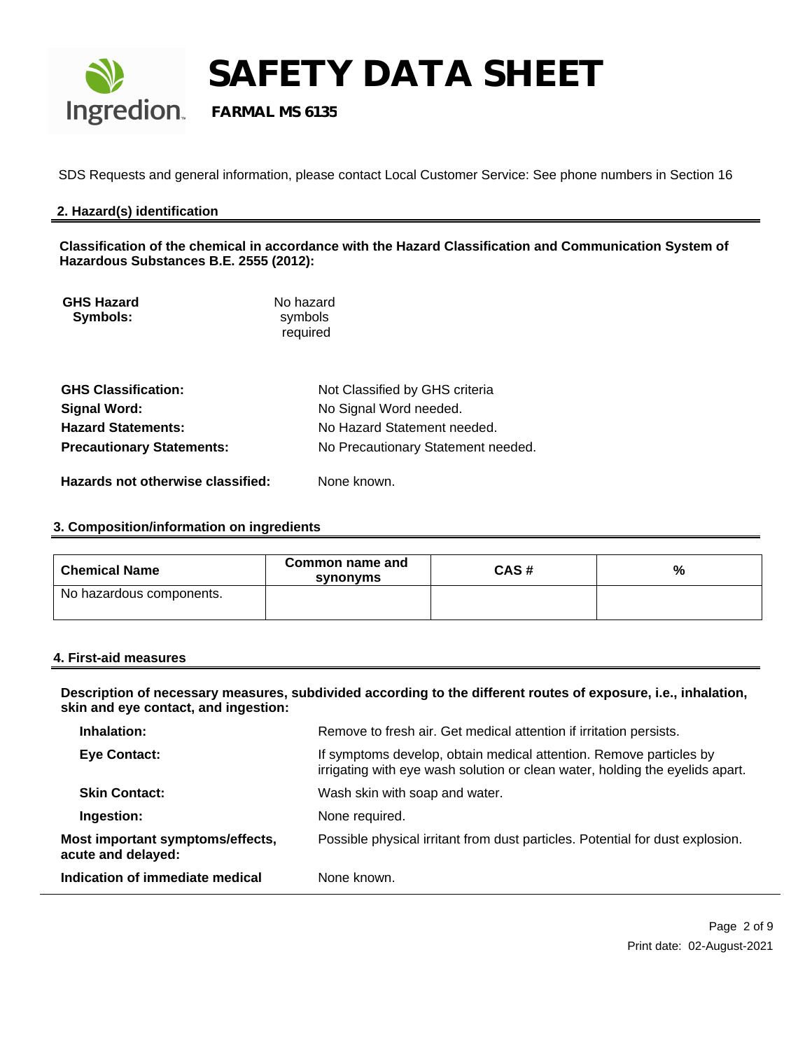SDS Requests and general information, please contact Local Customer Service: See phone numbers in Section 16

## 2. Hazard(s) identification

**Classification of the chemical in accordance with the Hazard Classification and Communication System of Hazardous Substances B.E. 2555 (2012):**

**GHS Hazard Symbols:** No hazard symbols required

**GHS Classification:** Not Classified by GHS criteria

**Signal Word:** No Signal Word needed.

**Hazard Statements:** No Hazard Statement needed.

**Precautionary Statements:** No Precautionary Statement needed.

**Hazards not otherwise classified:** None known.

## 3. Composition/information on ingredients

| Chemical Name | Common name and synonyms | CAS # | % |
|---|---|---|---|
| No hazardous components. | | | |

## 4. First-aid measures

**Description of necessary measures, subdivided according to the different routes of exposure, i.e., inhalation, skin and eye contact, and ingestion:**

**Inhalation:** Remove to fresh air. Get medical attention if irritation persists.

**Eye Contact:** If symptoms develop, obtain medical attention. Remove particles by irrigating with eye wash solution or clean water, holding the eyelids apart.

**Skin Contact:** Wash skin with soap and water.

**Ingestion:** None required.

**Most important symptoms/effects, acute and delayed:** Possible physical irritant from dust particles. Potential for dust explosion.

**Indication of immediate medical** None known.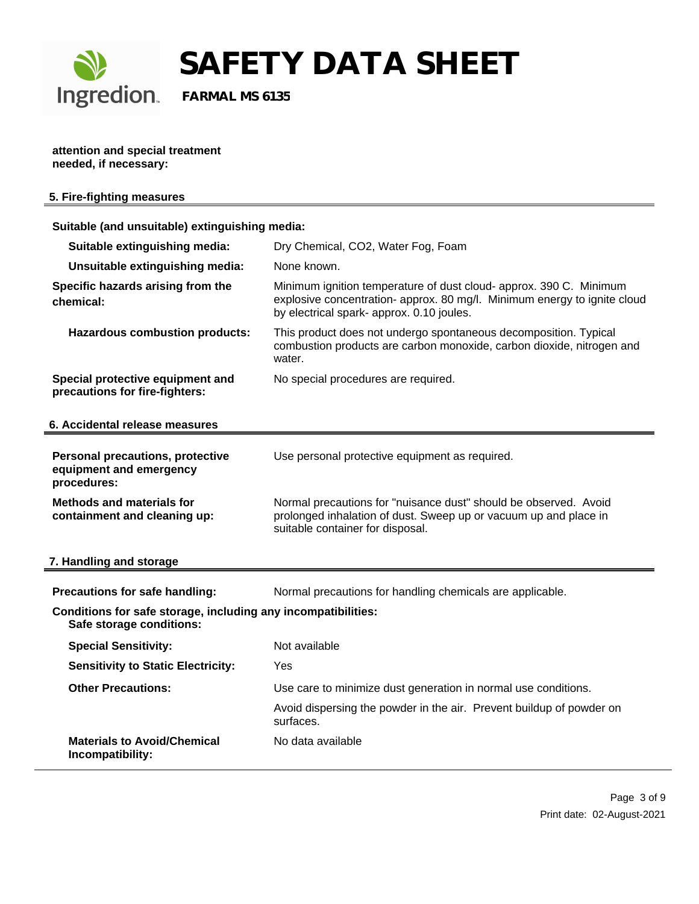**attention and special treatment needed, if necessary:**

## 5. Fire-fighting measures

**Suitable (and unsuitable) extinguishing media:**

| | |
|---|---|
| **Suitable extinguishing media:** | Dry Chemical, $CO_2$, Water Fog, Foam |
| **Unsuitable extinguishing media:** | None known. |
| **Specific hazards arising from the chemical:** | Minimum ignition temperature of dust cloud- approx. 390 C. Minimum explosive concentration- approx. 80 mg/l. Minimum energy to ignite cloud by electrical spark- approx. 0.10 joules. |
| **Hazardous combustion products:** | This product does not undergo spontaneous decomposition. Typical combustion products are carbon monoxide, carbon dioxide, nitrogen and water. |
| **Special protective equipment and precautions for fire-fighters:** | No special procedures are required. |

## 6. Accidental release measures

| | |
|---|---|
| **Personal precautions, protective equipment and emergency procedures:** | Use personal protective equipment as required. |
| **Methods and materials for containment and cleaning up:** | Normal precautions for "nuisance dust" should be observed. Avoid prolonged inhalation of dust. Sweep up or vacuum up and place in suitable container for disposal. |

## 7. Handling and storage

| | |
|---|---|
| **Precautions for safe handling:** | Normal precautions for handling chemicals are applicable. |

**Conditions for safe storage, including any incompatibilities:**
**Safe storage conditions:**

| | |
|---|---|
| **Special Sensitivity:** | Not available |
| **Sensitivity to Static Electricity:** | Yes |
| **Other Precautions:** | Use care to minimize dust generation in normal use conditions. |
| | Avoid dispersing the powder in the air. Prevent buildup of powder on surfaces. |
| **Materials to Avoid/Chemical Incompatibility:** | No data available |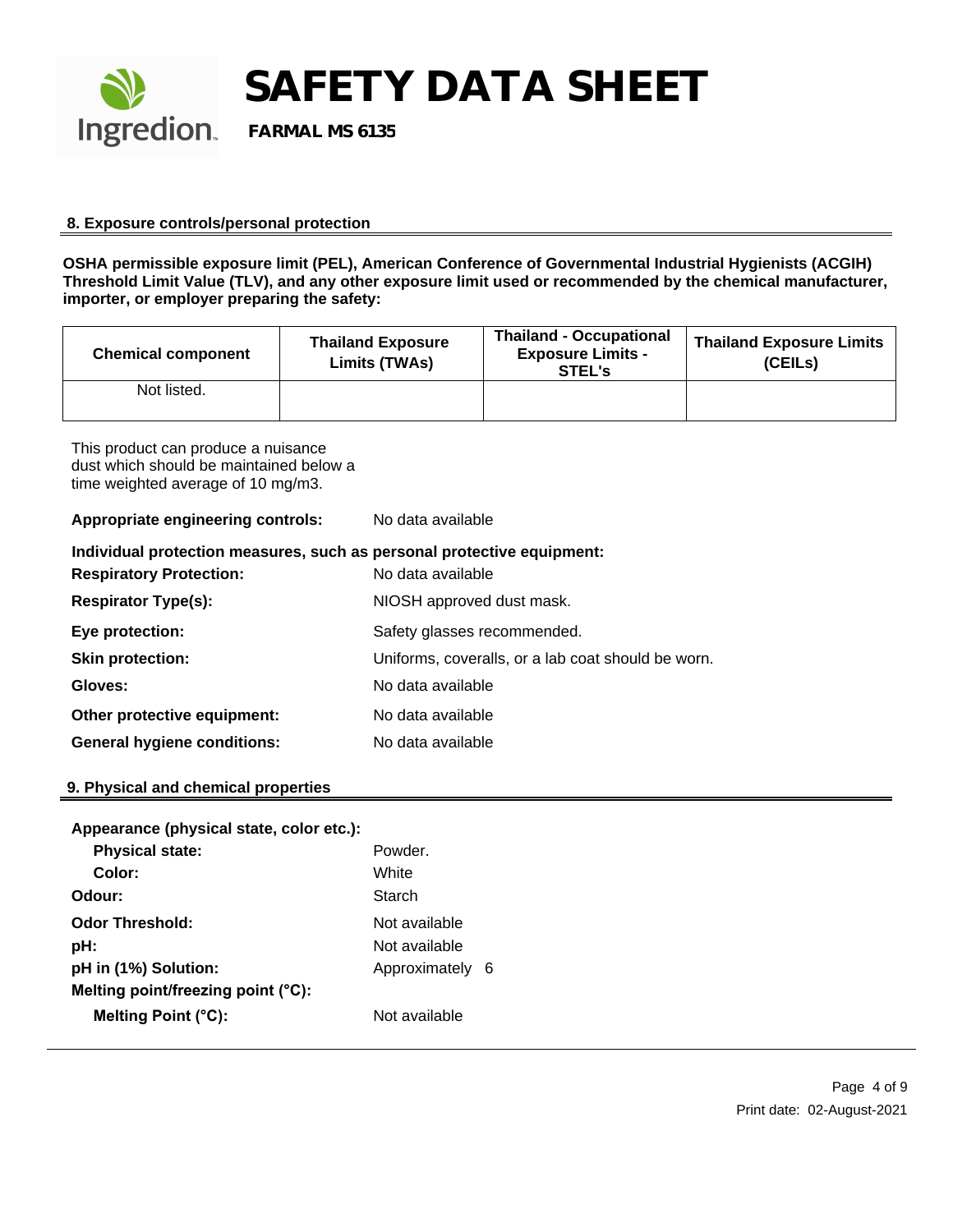## 8. Exposure controls/personal protection

**OSHA permissible exposure limit (PEL), American Conference of Governmental Industrial Hygienists (ACGIH) Threshold Limit Value (TLV), and any other exposure limit used or recommended by the chemical manufacturer, importer, or employer preparing the safety:**

| Chemical component | Thailand Exposure Limits (TWAs) | Thailand - Occupational Exposure Limits - STEL's | Thailand Exposure Limits (CEILs) |
|---|---|---|---|
| Not listed. | | | |

This product can produce a nuisance dust which should be maintained below a time weighted average of 10 mg/m3.

**Appropriate engineering controls:** No data available

**Individual protection measures, such as personal protective equipment:**

**Respiratory Protection:** No data available

**Respirator Type(s):** NIOSH approved dust mask.

**Eye protection:** Safety glasses recommended.

**Skin protection:** Uniforms, coveralls, or a lab coat should be worn.

**Gloves:** No data available

**Other protective equipment:** No data available

**General hygiene conditions:** No data available

## 9. Physical and chemical properties

**Appearance (physical state, color etc.):**

- **Physical state:** Powder.
- **Color:** White

**Odour:** Starch

**Odor Threshold:** Not available

**pH:** Not available

**pH in (1%) Solution:** Approximately 6

**Melting point/freezing point (°C):**

- **Melting Point (°C):** Not available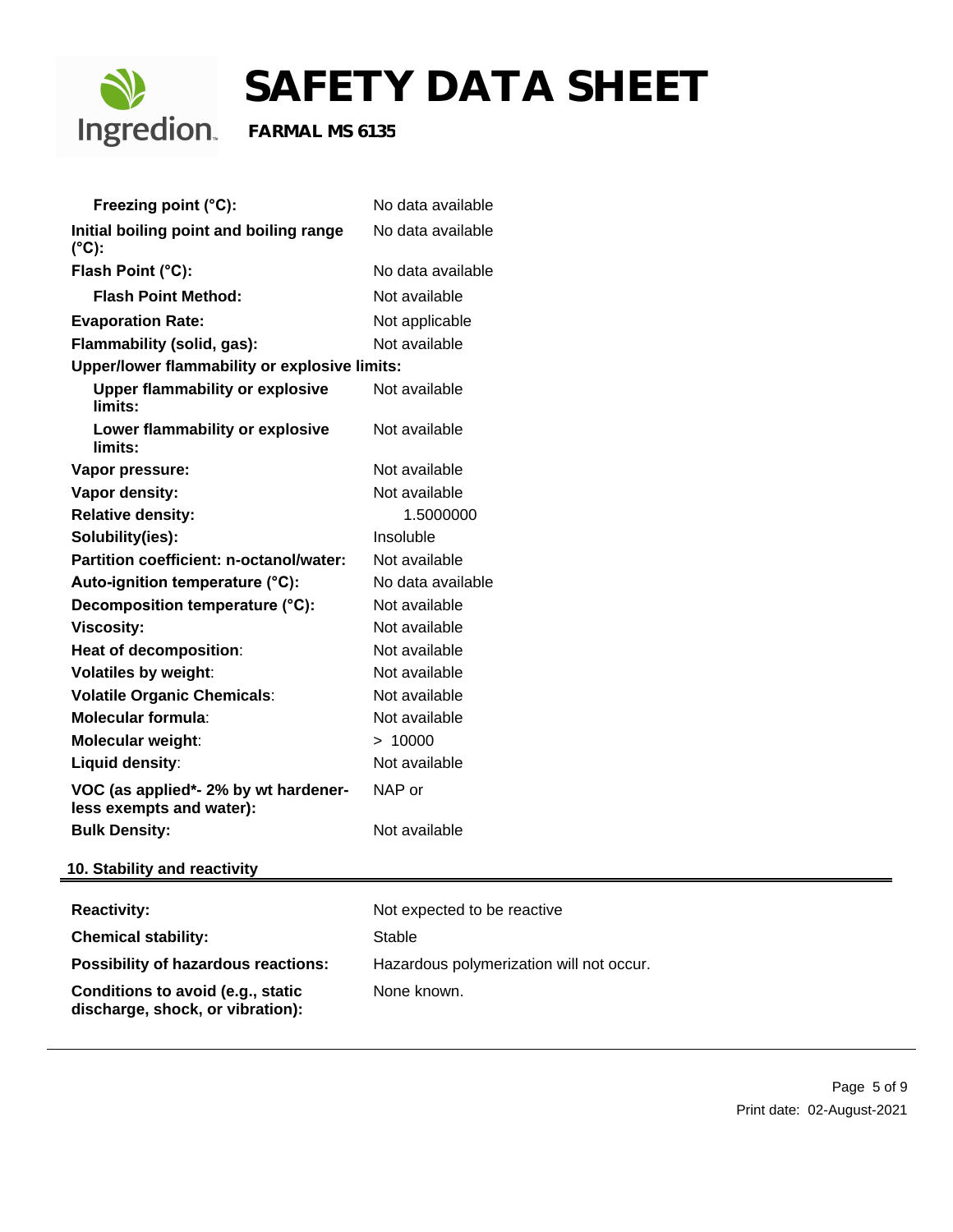| Property | Value |
| --- | --- |
| **Freezing point (°C):** | No data available |
| **Initial boiling point and boiling range (°C):** | No data available |
| **Flash Point (°C):** | No data available |
| **Flash Point Method:** | Not available |
| **Evaporation Rate:** | Not applicable |
| **Flammability (solid, gas):** | Not available |
| **Upper/lower flammability or explosive limits:** | |
| **Upper flammability or explosive limits:** | Not available |
| **Lower flammability or explosive limits:** | Not available |
| **Vapor pressure:** | Not available |
| **Vapor density:** | Not available |
| **Relative density:** | 1.5000000 |
| **Solubility(ies):** | Insoluble |
| **Partition coefficient: n-octanol/water:** | Not available |
| **Auto-ignition temperature (°C):** | No data available |
| **Decomposition temperature (°C):** | Not available |
| **Viscosity:** | Not available |
| **Heat of decomposition**: | Not available |
| **Volatiles by weight**: | Not available |
| **Volatile Organic Chemicals**: | Not available |
| **Molecular formula**: | Not available |
| **Molecular weight**: | > 10000 |
| **Liquid density**: | Not available |
| **VOC (as applied*- 2% by wt hardener-less exempts and water):** | NAP or |
| **Bulk Density:** | Not available |

## 10. Stability and reactivity

| Property | Value |
| --- | --- |
| **Reactivity:** | Not expected to be reactive |
| **Chemical stability:** | Stable |
| **Possibility of hazardous reactions:** | Hazardous polymerization will not occur. |
| **Conditions to avoid (e.g., static discharge, shock, or vibration):** | None known. |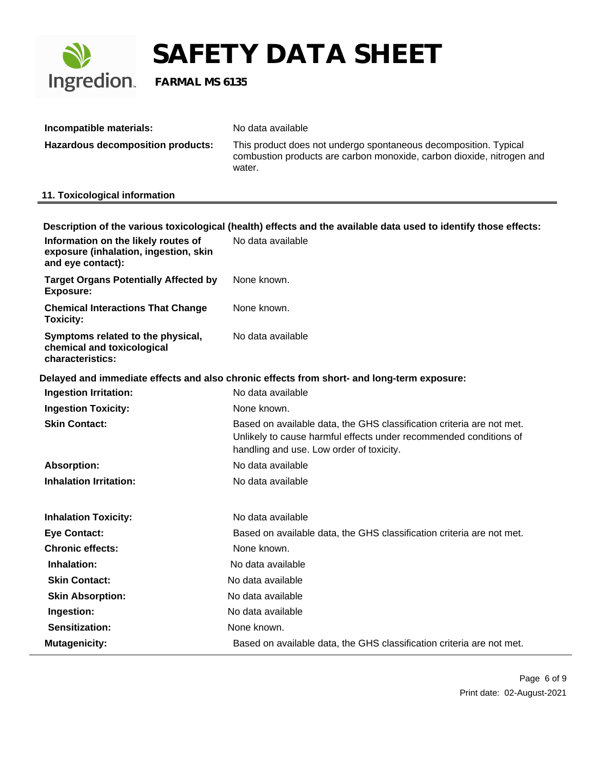| | |
|---|---|
| **Incompatible materials:** | No data available |
| **Hazardous decomposition products:** | This product does not undergo spontaneous decomposition. Typical combustion products are carbon monoxide, carbon dioxide, nitrogen and water. |

## 11. Toxicological information

**Description of the various toxicological (health) effects and the available data used to identify those effects:**

| | |
|---|---|
| **Information on the likely routes of exposure (inhalation, ingestion, skin and eye contact):** | No data available |
| **Target Organs Potentially Affected by Exposure:** | None known. |
| **Chemical Interactions That Change Toxicity:** | None known. |
| **Symptoms related to the physical, chemical and toxicological characteristics:** | No data available |

**Delayed and immediate effects and also chronic effects from short- and long-term exposure:**

| | |
|---|---|
| **Ingestion Irritation:** | No data available |
| **Ingestion Toxicity:** | None known. |
| **Skin Contact:** | Based on available data, the GHS classification criteria are not met. Unlikely to cause harmful effects under recommended conditions of handling and use. Low order of toxicity. |
| **Absorption:** | No data available |
| **Inhalation Irritation:** | No data available |
| **Inhalation Toxicity:** | No data available |
| **Eye Contact:** | Based on available data, the GHS classification criteria are not met. |
| **Chronic effects:** | None known. |
| **Inhalation:** | No data available |
| **Skin Contact:** | No data available |
| **Skin Absorption:** | No data available |
| **Ingestion:** | No data available |
| **Sensitization:** | None known. |
| **Mutagenicity:** | Based on available data, the GHS classification criteria are not met. |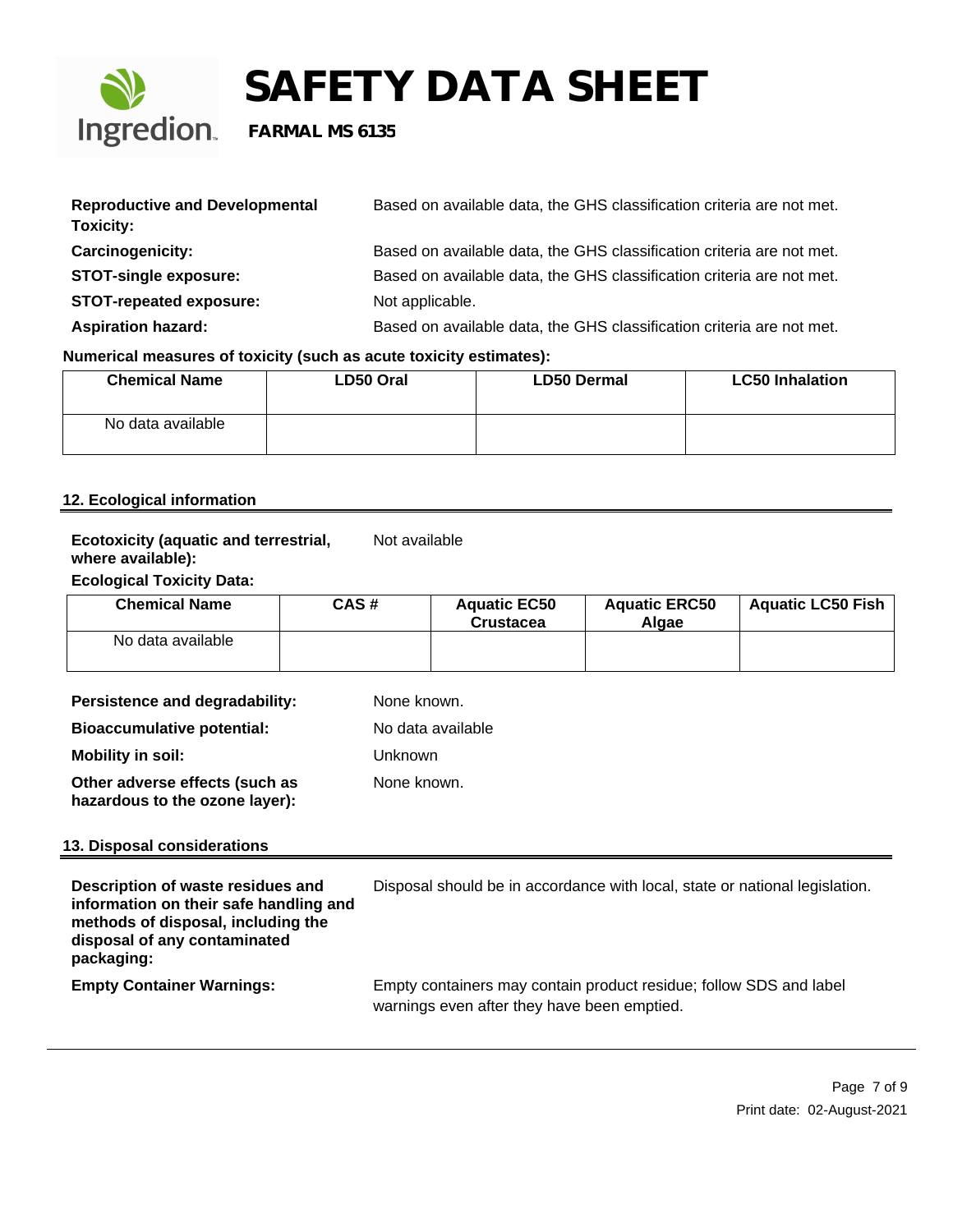**Reproductive and Developmental Toxicity:** Based on available data, the GHS classification criteria are not met.

**Carcinogenicity:** Based on available data, the GHS classification criteria are not met.

**STOT-single exposure:** Based on available data, the GHS classification criteria are not met.

**STOT-repeated exposure:** Not applicable.

**Aspiration hazard:** Based on available data, the GHS classification criteria are not met.

**Numerical measures of toxicity (such as acute toxicity estimates):**

| Chemical Name | LD50 Oral | LD50 Dermal | LC50 Inhalation |
|---|---|---|---|
| No data available | | | |

## 12. Ecological information

**Ecotoxicity (aquatic and terrestrial, where available):** Not available

**Ecological Toxicity Data:**

| Chemical Name | CAS # | Aquatic EC50 Crustacea | Aquatic ERC50 Algae | Aquatic LC50 Fish |
|---|---|---|---|---|
| No data available | | | | |

**Persistence and degradability:** None known.

**Bioaccumulative potential:** No data available

**Mobility in soil:** Unknown

**Other adverse effects (such as hazardous to the ozone layer):** None known.

## 13. Disposal considerations

**Description of waste residues and information on their safe handling and methods of disposal, including the disposal of any contaminated packaging:** Disposal should be in accordance with local, state or national legislation.

**Empty Container Warnings:** Empty containers may contain product residue; follow SDS and label warnings even after they have been emptied.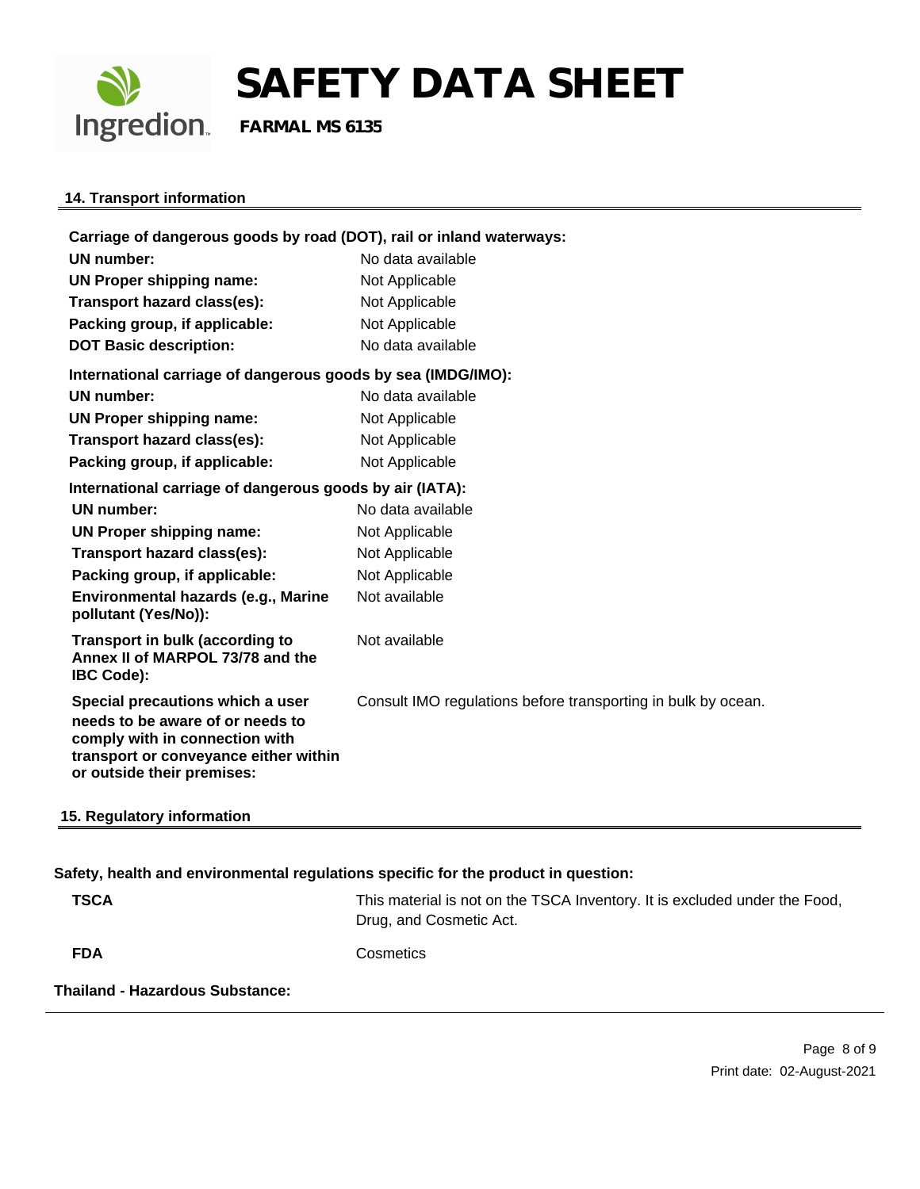## 14. Transport information

**Carriage of dangerous goods by road (DOT), rail or inland waterways:**

| | |
|---|---|
| **UN number:** | No data available |
| **UN Proper shipping name:** | Not Applicable |
| **Transport hazard class(es):** | Not Applicable |
| **Packing group, if applicable:** | Not Applicable |
| **DOT Basic description:** | No data available |

**International carriage of dangerous goods by sea (IMDG/IMO):**

| | |
|---|---|
| **UN number:** | No data available |
| **UN Proper shipping name:** | Not Applicable |
| **Transport hazard class(es):** | Not Applicable |
| **Packing group, if applicable:** | Not Applicable |

**International carriage of dangerous goods by air (IATA):**

| | |
|---|---|
| **UN number:** | No data available |
| **UN Proper shipping name:** | Not Applicable |
| **Transport hazard class(es):** | Not Applicable |
| **Packing group, if applicable:** | Not Applicable |
| **Environmental hazards (e.g., Marine pollutant (Yes/No)):** | Not available |
| **Transport in bulk (according to Annex II of MARPOL 73/78 and the IBC Code):** | Not available |
| **Special precautions which a user needs to be aware of or needs to comply with in connection with transport or conveyance either within or outside their premises:** | Consult IMO regulations before transporting in bulk by ocean. |

## 15. Regulatory information

**Safety, health and environmental regulations specific for the product in question:**

| | |
|---|---|
| **TSCA** | This material is not on the TSCA Inventory. It is excluded under the Food, Drug, and Cosmetic Act. |
| **FDA** | Cosmetics |

**Thailand - Hazardous Substance:**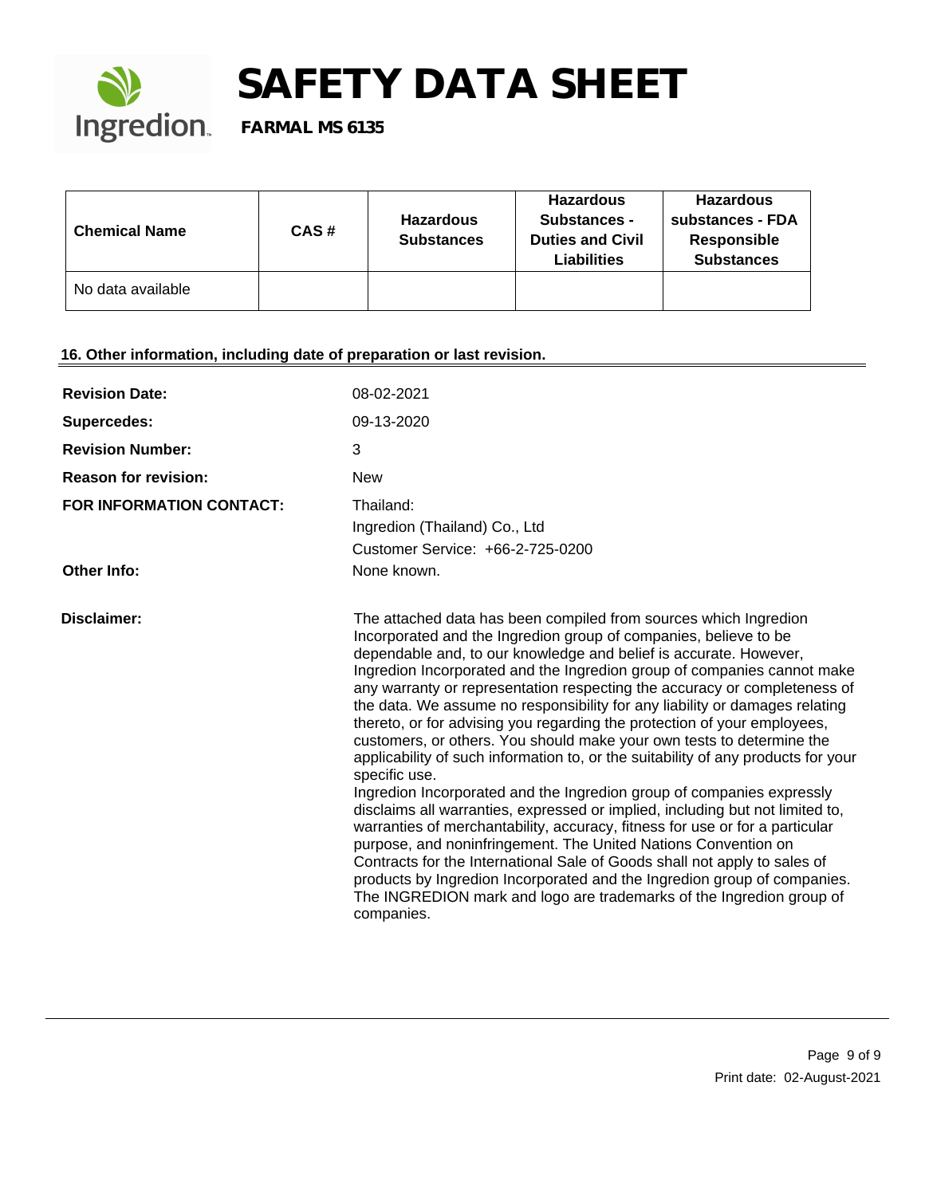| Chemical Name | CAS # | Hazardous Substances | Hazardous Substances - Duties and Civil Liabilities | Hazardous substances - FDA Responsible Substances |
|---|---|---|---|---|
| No data available | | | | |

## 16. Other information, including date of preparation or last revision.

| | |
|---|---|
| **Revision Date:** | 08-02-2021 |
| **Supercedes:** | 09-13-2020 |
| **Revision Number:** | 3 |
| **Reason for revision:** | New |
| **FOR INFORMATION CONTACT:** | Thailand:<br>Ingredion (Thailand) Co., Ltd<br>Customer Service: +66-2-725-0200 |
| **Other Info:** | None known. |

**Disclaimer:**

The attached data has been compiled from sources which Ingredion Incorporated and the Ingredion group of companies, believe to be dependable and, to our knowledge and belief is accurate. However, Ingredion Incorporated and the Ingredion group of companies cannot make any warranty or representation respecting the accuracy or completeness of the data. We assume no responsibility for any liability or damages relating thereto, or for advising you regarding the protection of your employees, customers, or others. You should make your own tests to determine the applicability of such information to, or the suitability of any products for your specific use.

Ingredion Incorporated and the Ingredion group of companies expressly disclaims all warranties, expressed or implied, including but not limited to, warranties of merchantability, accuracy, fitness for use or for a particular purpose, and noninfringement. The United Nations Convention on Contracts for the International Sale of Goods shall not apply to sales of products by Ingredion Incorporated and the Ingredion group of companies. The INGREDION mark and logo are trademarks of the Ingredion group of companies.

Print date: 02-August-2021